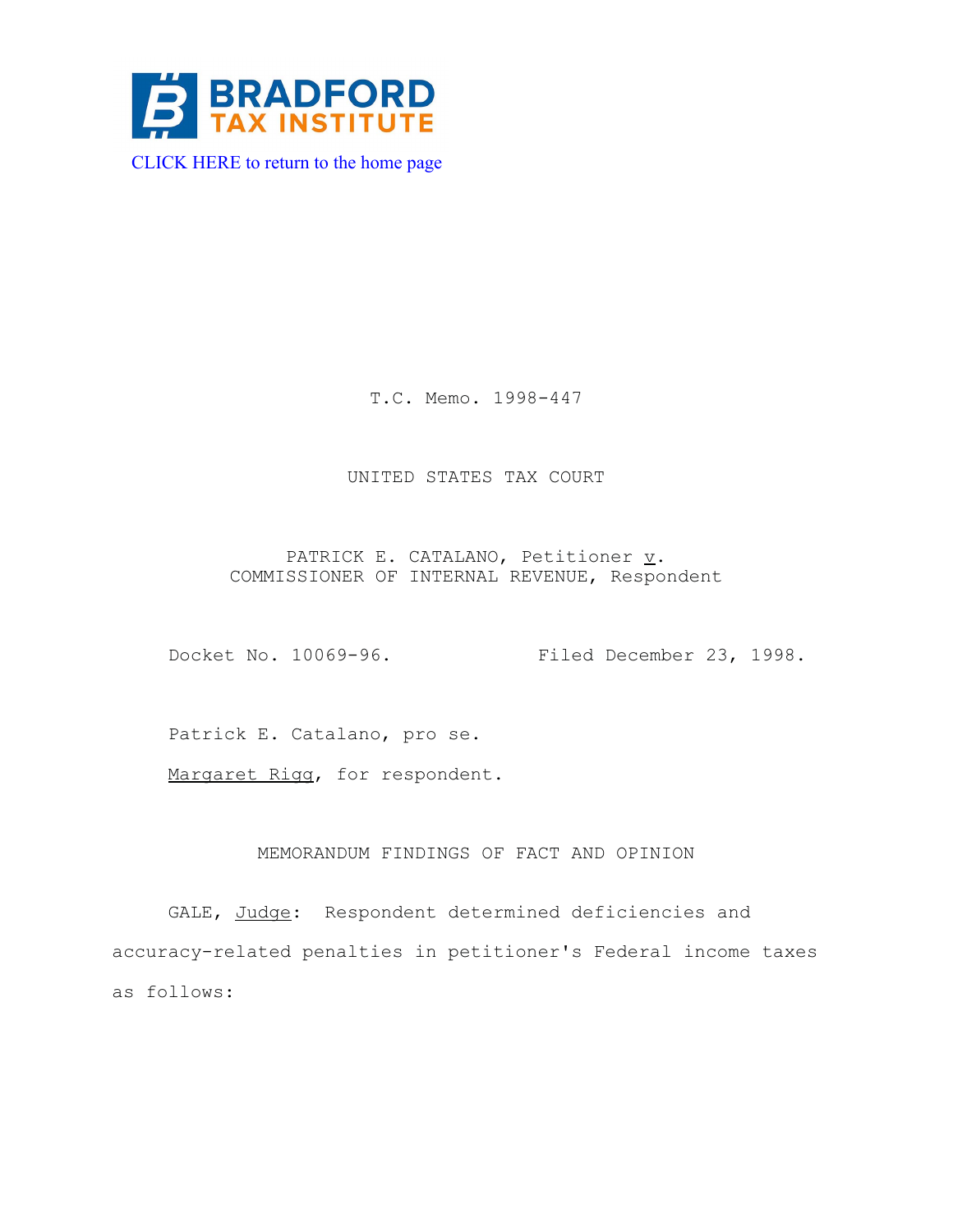BRADFORD TAX INSTITUTE

CLICK HERE to return to the home page

T.C. Memo. 1998-447

UNITED STATES TAX COURT

PATRICK E. CATALANO, Petitioner *v*.
COMMISSIONER OF INTERNAL REVENUE, Respondent

Docket No. 10069-96. Filed December 23, 1998.

Patrick E. Catalano, pro se.

Margaret Rigg, for respondent.

MEMORANDUM FINDINGS OF FACT AND OPINION

GALE, *Judge*: Respondent determined deficiencies and accuracy-related penalties in petitioner's Federal income taxes as follows: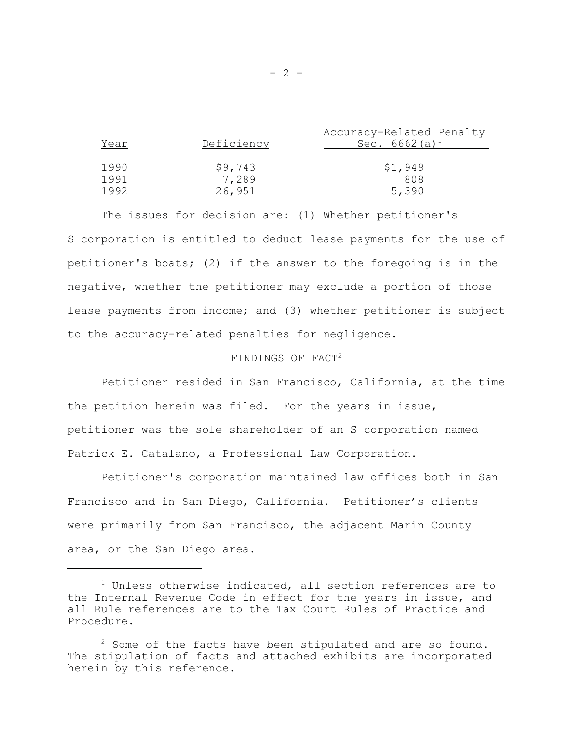| Year | Deficiency | Accuracy-Related Penalty Sec. 6662(a)[1] |
|---|---|---|
| 1990 | $9,743 | $1,949 |
| 1991 | 7,289 | 808 |
| 1992 | 26,951 | 5,390 |

The issues for decision are: (1) Whether petitioner's S corporation is entitled to deduct lease payments for the use of petitioner's boats; (2) if the answer to the foregoing is in the negative, whether the petitioner may exclude a portion of those lease payments from income; and (3) whether petitioner is subject to the accuracy-related penalties for negligence.

FINDINGS OF FACT[2]

Petitioner resided in San Francisco, California, at the time the petition herein was filed. For the years in issue, petitioner was the sole shareholder of an S corporation named Patrick E. Catalano, a Professional Law Corporation.

Petitioner's corporation maintained law offices both in San Francisco and in San Diego, California. Petitioner's clients were primarily from San Francisco, the adjacent Marin County area, or the San Diego area.

---

[1] Unless otherwise indicated, all section references are to the Internal Revenue Code in effect for the years in issue, and all Rule references are to the Tax Court Rules of Practice and Procedure.

[2] Some of the facts have been stipulated and are so found. The stipulation of facts and attached exhibits are incorporated herein by this reference.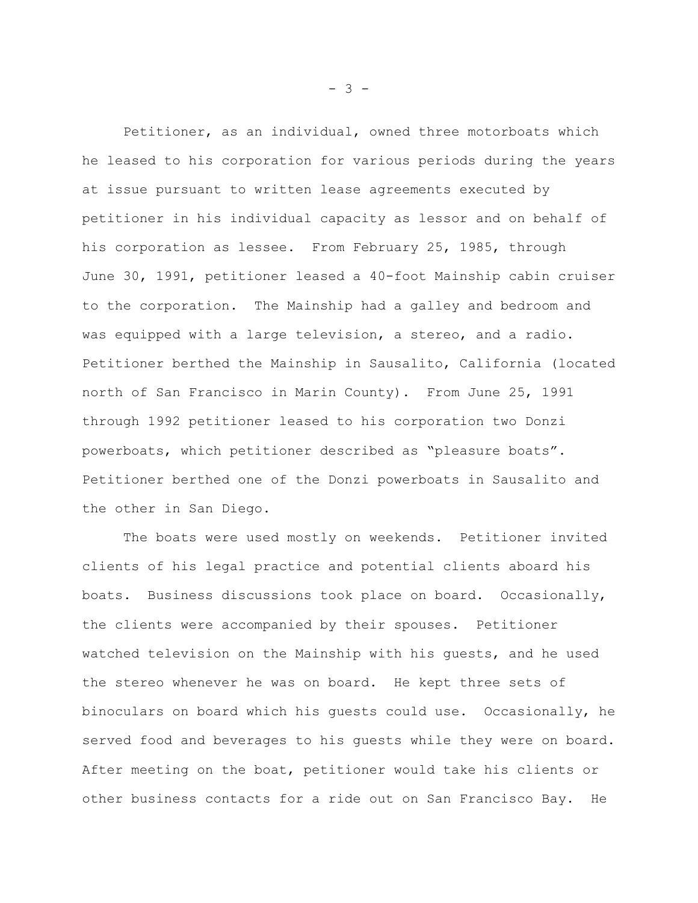Petitioner, as an individual, owned three motorboats which he leased to his corporation for various periods during the years at issue pursuant to written lease agreements executed by petitioner in his individual capacity as lessor and on behalf of his corporation as lessee. From February 25, 1985, through June 30, 1991, petitioner leased a 40-foot Mainship cabin cruiser to the corporation. The Mainship had a galley and bedroom and was equipped with a large television, a stereo, and a radio. Petitioner berthed the Mainship in Sausalito, California (located north of San Francisco in Marin County). From June 25, 1991 through 1992 petitioner leased to his corporation two Donzi powerboats, which petitioner described as "pleasure boats". Petitioner berthed one of the Donzi powerboats in Sausalito and the other in San Diego.

The boats were used mostly on weekends. Petitioner invited clients of his legal practice and potential clients aboard his boats. Business discussions took place on board. Occasionally, the clients were accompanied by their spouses. Petitioner watched television on the Mainship with his guests, and he used the stereo whenever he was on board. He kept three sets of binoculars on board which his guests could use. Occasionally, he served food and beverages to his guests while they were on board. After meeting on the boat, petitioner would take his clients or other business contacts for a ride out on San Francisco Bay. He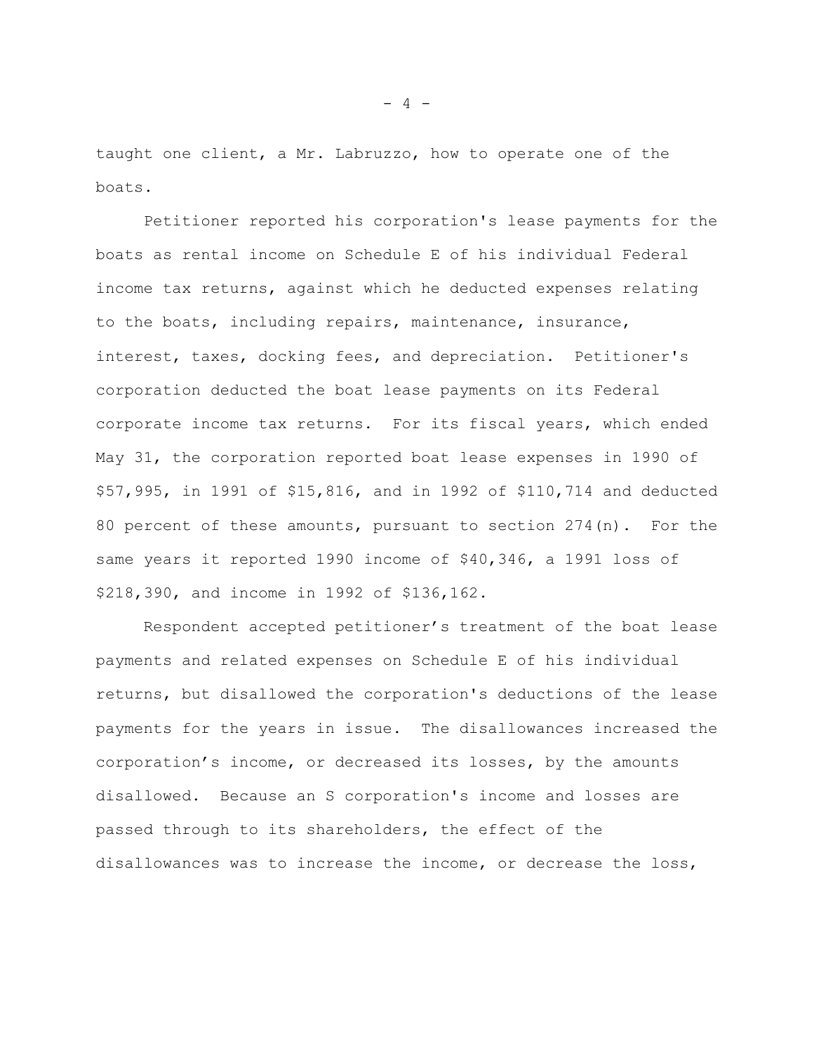taught one client, a Mr. Labruzzo, how to operate one of the boats.

Petitioner reported his corporation's lease payments for the boats as rental income on Schedule E of his individual Federal income tax returns, against which he deducted expenses relating to the boats, including repairs, maintenance, insurance, interest, taxes, docking fees, and depreciation. Petitioner's corporation deducted the boat lease payments on its Federal corporate income tax returns. For its fiscal years, which ended May 31, the corporation reported boat lease expenses in 1990 of $57,995, in 1991 of $15,816, and in 1992 of $110,714 and deducted 80 percent of these amounts, pursuant to section 274(n). For the same years it reported 1990 income of $40,346, a 1991 loss of $218,390, and income in 1992 of $136,162.

Respondent accepted petitioner's treatment of the boat lease payments and related expenses on Schedule E of his individual returns, but disallowed the corporation's deductions of the lease payments for the years in issue. The disallowances increased the corporation's income, or decreased its losses, by the amounts disallowed. Because an S corporation's income and losses are passed through to its shareholders, the effect of the disallowances was to increase the income, or decrease the loss,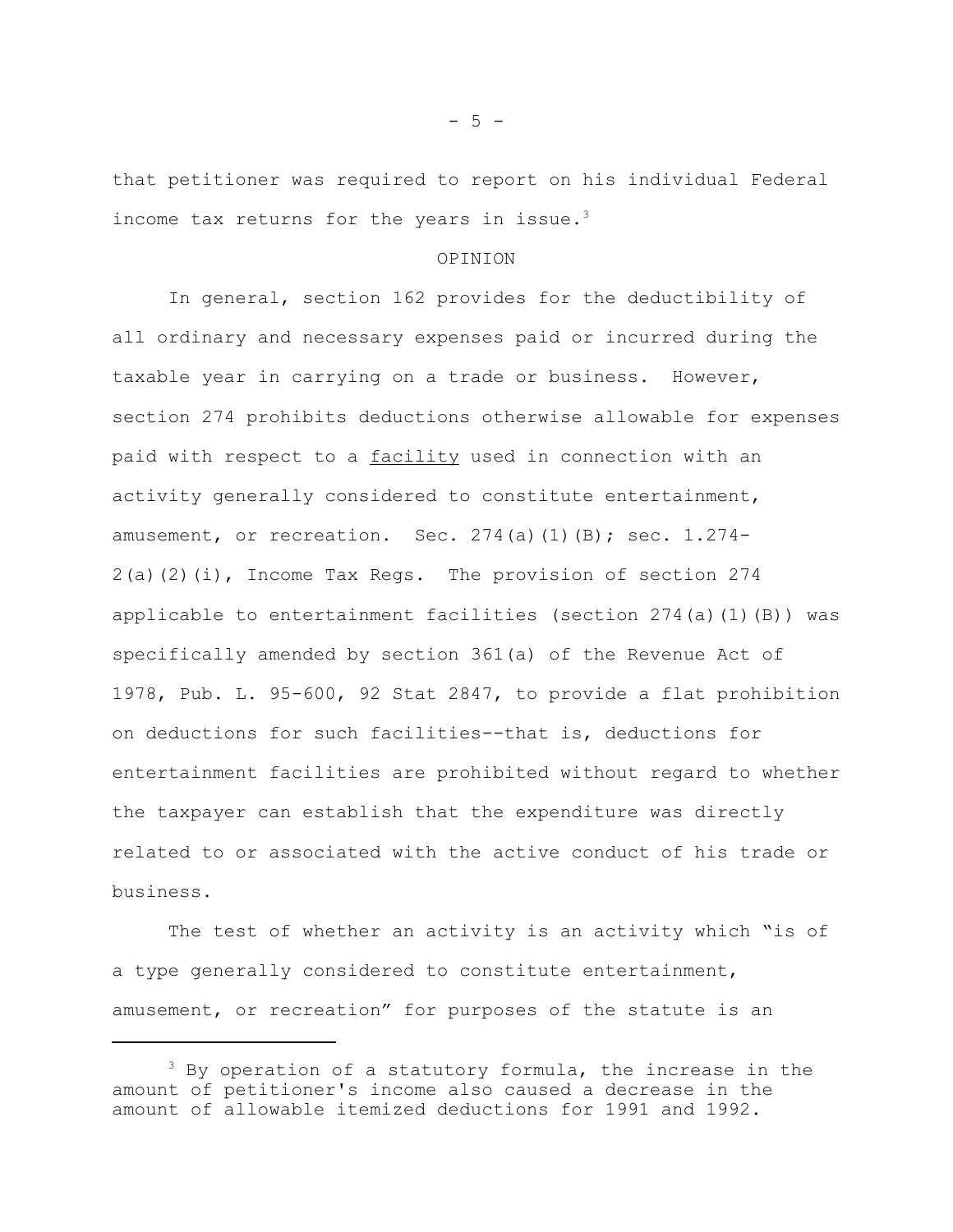that petitioner was required to report on his individual Federal income tax returns for the years in issue.[3]

## OPINION

In general, section 162 provides for the deductibility of all ordinary and necessary expenses paid or incurred during the taxable year in carrying on a trade or business. However, section 274 prohibits deductions otherwise allowable for expenses paid with respect to a facility used in connection with an activity generally considered to constitute entertainment, amusement, or recreation. Sec. 274(a)(1)(B); sec. 1.274-2(a)(2)(i), Income Tax Regs. The provision of section 274 applicable to entertainment facilities (section 274(a)(1)(B)) was specifically amended by section 361(a) of the Revenue Act of 1978, Pub. L. 95-600, 92 Stat 2847, to provide a flat prohibition on deductions for such facilities--that is, deductions for entertainment facilities are prohibited without regard to whether the taxpayer can establish that the expenditure was directly related to or associated with the active conduct of his trade or business.

The test of whether an activity is an activity which "is of a type generally considered to constitute entertainment, amusement, or recreation" for purposes of the statute is an

[3] By operation of a statutory formula, the increase in the amount of petitioner's income also caused a decrease in the amount of allowable itemized deductions for 1991 and 1992.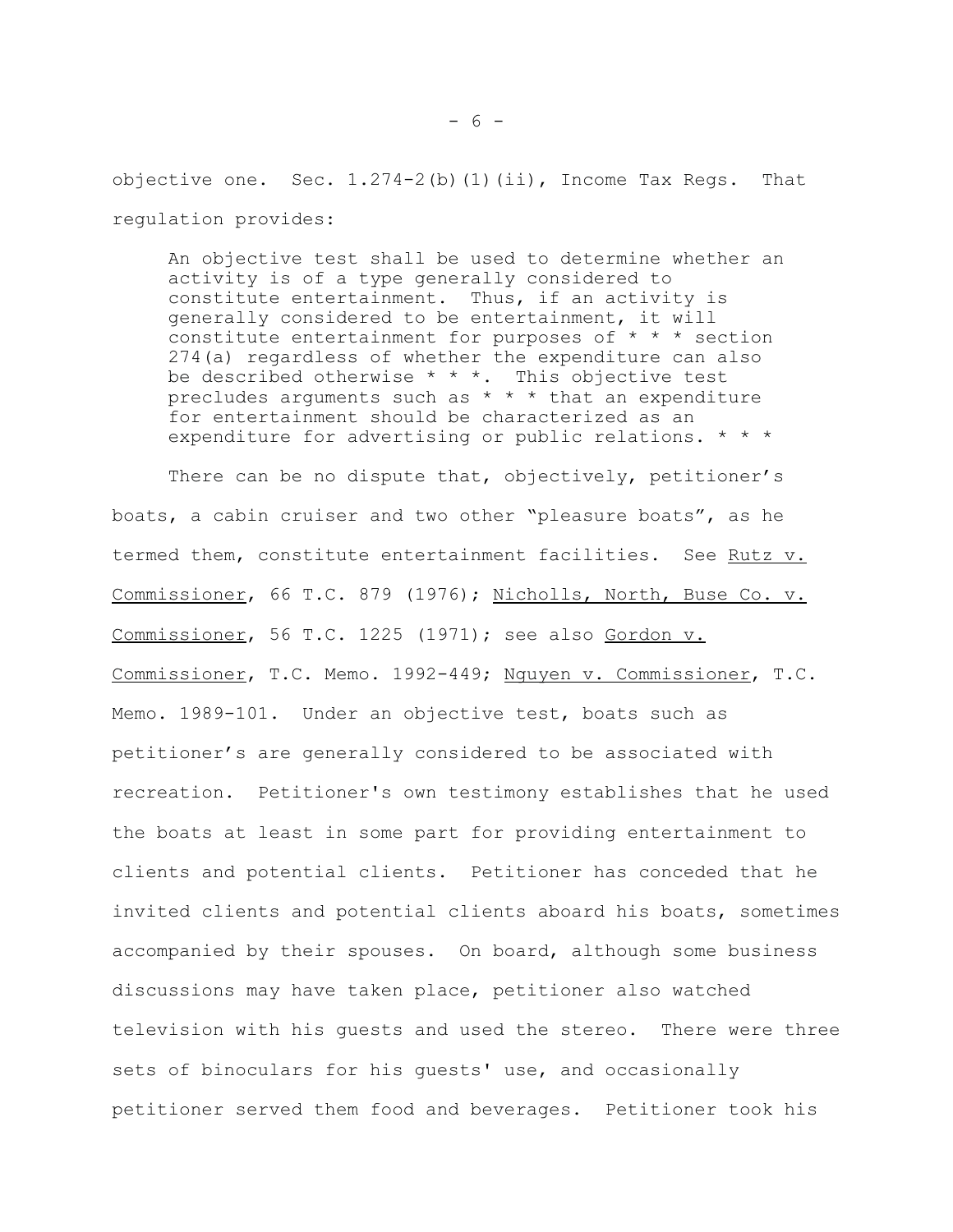objective one. Sec. 1.274-2(b)(1)(ii), Income Tax Regs. That regulation provides:

> An objective test shall be used to determine whether an activity is of a type generally considered to constitute entertainment. Thus, if an activity is generally considered to be entertainment, it will constitute entertainment for purposes of * * * section 274(a) regardless of whether the expenditure can also be described otherwise * * *. This objective test precludes arguments such as * * * that an expenditure for entertainment should be characterized as an expenditure for advertising or public relations. * * *

There can be no dispute that, objectively, petitioner's boats, a cabin cruiser and two other "pleasure boats", as he termed them, constitute entertainment facilities. See Rutz v. Commissioner, 66 T.C. 879 (1976); Nicholls, North, Buse Co. v. Commissioner, 56 T.C. 1225 (1971); see also Gordon v. Commissioner, T.C. Memo. 1992-449; Nguyen v. Commissioner, T.C. Memo. 1989-101. Under an objective test, boats such as petitioner's are generally considered to be associated with recreation. Petitioner's own testimony establishes that he used the boats at least in some part for providing entertainment to clients and potential clients. Petitioner has conceded that he invited clients and potential clients aboard his boats, sometimes accompanied by their spouses. On board, although some business discussions may have taken place, petitioner also watched television with his guests and used the stereo. There were three sets of binoculars for his guests' use, and occasionally petitioner served them food and beverages. Petitioner took his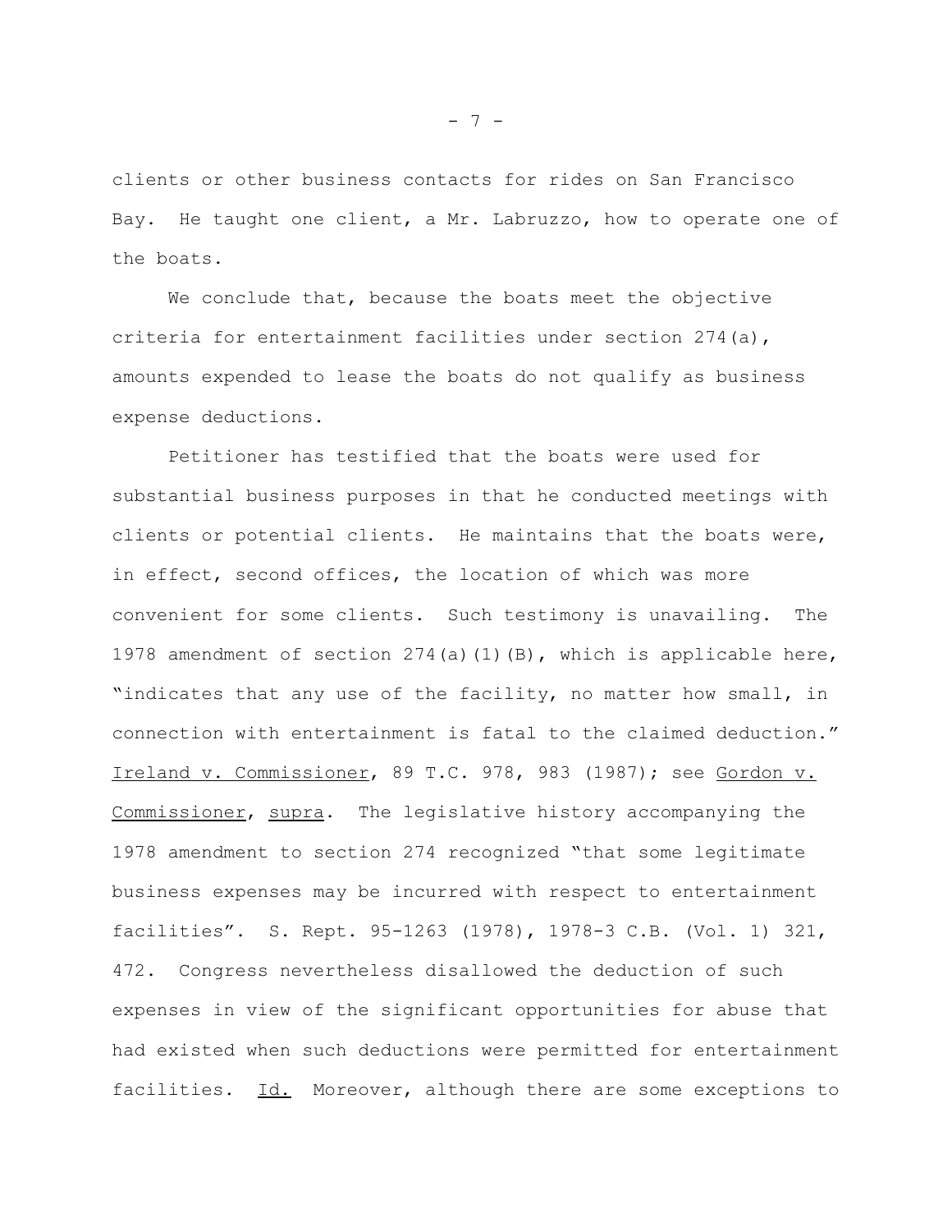clients or other business contacts for rides on San Francisco Bay. He taught one client, a Mr. Labruzzo, how to operate one of the boats.

We conclude that, because the boats meet the objective criteria for entertainment facilities under section 274(a), amounts expended to lease the boats do not qualify as business expense deductions.

Petitioner has testified that the boats were used for substantial business purposes in that he conducted meetings with clients or potential clients. He maintains that the boats were, in effect, second offices, the location of which was more convenient for some clients. Such testimony is unavailing. The 1978 amendment of section 274(a)(1)(B), which is applicable here, "indicates that any use of the facility, no matter how small, in connection with entertainment is fatal to the claimed deduction." Ireland v. Commissioner, 89 T.C. 978, 983 (1987); see Gordon v. Commissioner, supra. The legislative history accompanying the 1978 amendment to section 274 recognized "that some legitimate business expenses may be incurred with respect to entertainment facilities". S. Rept. 95-1263 (1978), 1978-3 C.B. (Vol. 1) 321, 472. Congress nevertheless disallowed the deduction of such expenses in view of the significant opportunities for abuse that had existed when such deductions were permitted for entertainment facilities. Id. Moreover, although there are some exceptions to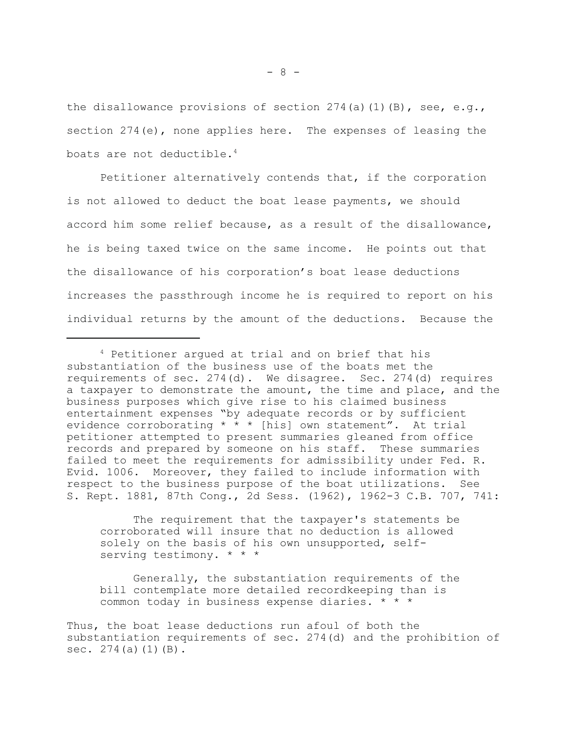the disallowance provisions of section 274(a)(1)(B), see, e.g., section 274(e), none applies here. The expenses of leasing the boats are not deductible.[4]

Petitioner alternatively contends that, if the corporation is not allowed to deduct the boat lease payments, we should accord him some relief because, as a result of the disallowance, he is being taxed twice on the same income. He points out that the disallowance of his corporation's boat lease deductions increases the passthrough income he is required to report on his individual returns by the amount of the deductions. Because the

---

[4] Petitioner argued at trial and on brief that his substantiation of the business use of the boats met the requirements of sec. 274(d). We disagree. Sec. 274(d) requires a taxpayer to demonstrate the amount, the time and place, and the business purposes which give rise to his claimed business entertainment expenses "by adequate records or by sufficient evidence corroborating * * * [his] own statement". At trial petitioner attempted to present summaries gleaned from office records and prepared by someone on his staff. These summaries failed to meet the requirements for admissibility under Fed. R. Evid. 1006. Moreover, they failed to include information with respect to the business purpose of the boat utilizations. See S. Rept. 1881, 87th Cong., 2d Sess. (1962), 1962-3 C.B. 707, 741:

> The requirement that the taxpayer's statements be corroborated will insure that no deduction is allowed solely on the basis of his own unsupported, self-serving testimony. * * *
>
> Generally, the substantiation requirements of the bill contemplate more detailed recordkeeping than is common today in business expense diaries. * * *

Thus, the boat lease deductions run afoul of both the substantiation requirements of sec. 274(d) and the prohibition of sec. 274(a)(1)(B).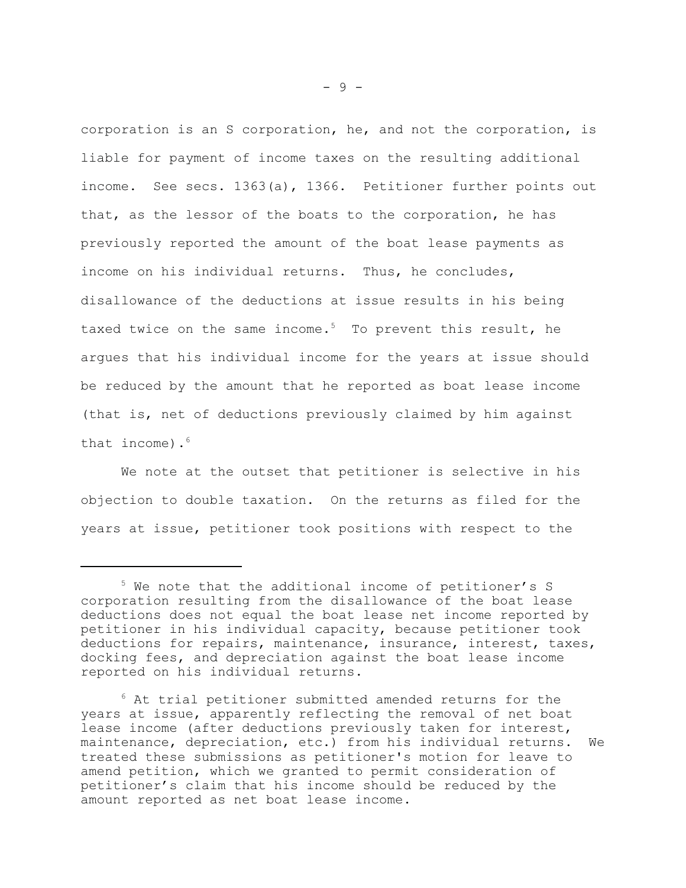corporation is an S corporation, he, and not the corporation, is liable for payment of income taxes on the resulting additional income. See secs. 1363(a), 1366. Petitioner further points out that, as the lessor of the boats to the corporation, he has previously reported the amount of the boat lease payments as income on his individual returns. Thus, he concludes, disallowance of the deductions at issue results in his being taxed twice on the same income.[5] To prevent this result, he argues that his individual income for the years at issue should be reduced by the amount that he reported as boat lease income (that is, net of deductions previously claimed by him against that income).[6]

We note at the outset that petitioner is selective in his objection to double taxation. On the returns as filed for the years at issue, petitioner took positions with respect to the

---

[5] We note that the additional income of petitioner's S corporation resulting from the disallowance of the boat lease deductions does not equal the boat lease net income reported by petitioner in his individual capacity, because petitioner took deductions for repairs, maintenance, insurance, interest, taxes, docking fees, and depreciation against the boat lease income reported on his individual returns.

[6] At trial petitioner submitted amended returns for the years at issue, apparently reflecting the removal of net boat lease income (after deductions previously taken for interest, maintenance, depreciation, etc.) from his individual returns. We treated these submissions as petitioner's motion for leave to amend petition, which we granted to permit consideration of petitioner's claim that his income should be reduced by the amount reported as net boat lease income.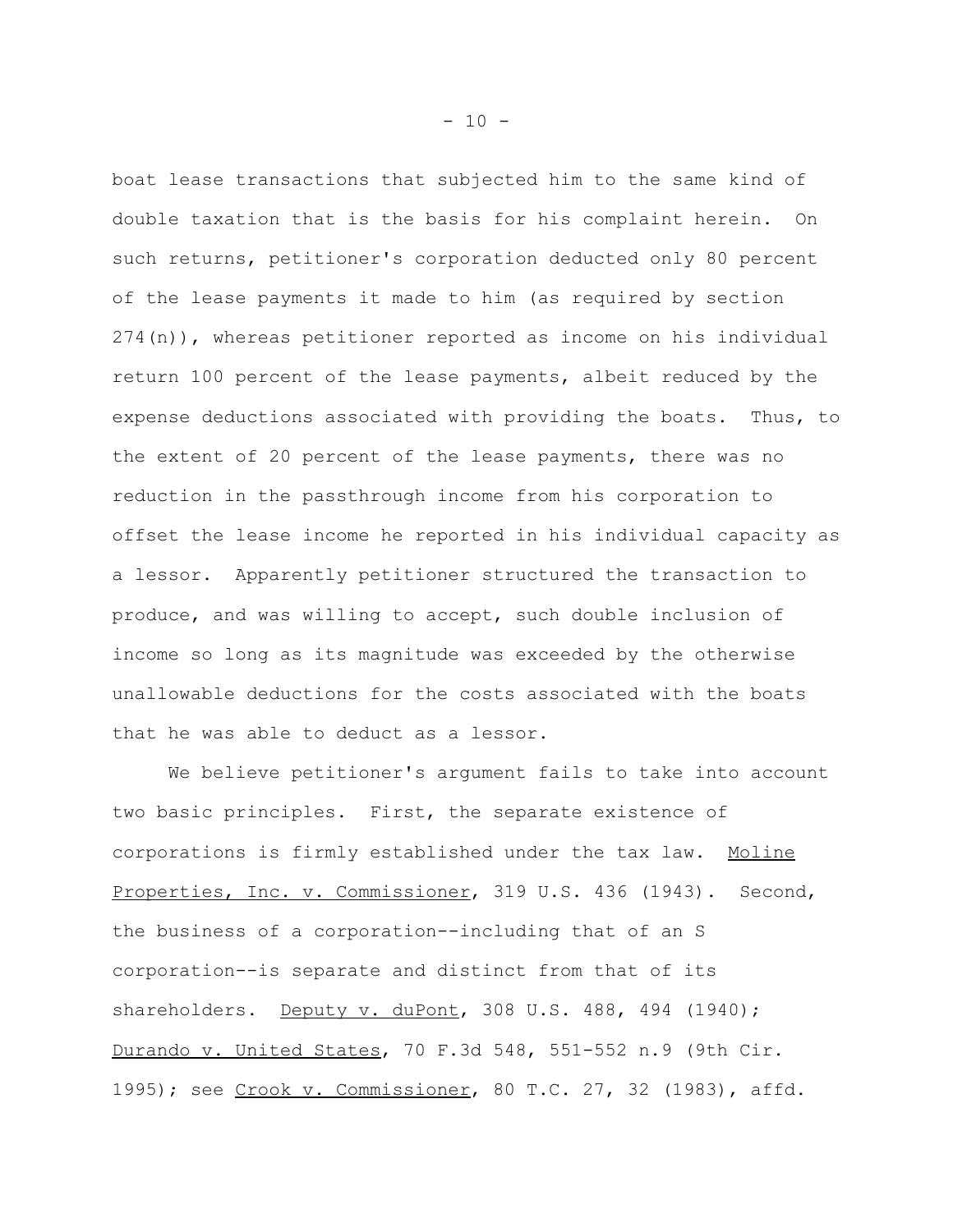boat lease transactions that subjected him to the same kind of double taxation that is the basis for his complaint herein. On such returns, petitioner's corporation deducted only 80 percent of the lease payments it made to him (as required by section 274(n)), whereas petitioner reported as income on his individual return 100 percent of the lease payments, albeit reduced by the expense deductions associated with providing the boats. Thus, to the extent of 20 percent of the lease payments, there was no reduction in the passthrough income from his corporation to offset the lease income he reported in his individual capacity as a lessor. Apparently petitioner structured the transaction to produce, and was willing to accept, such double inclusion of income so long as its magnitude was exceeded by the otherwise unallowable deductions for the costs associated with the boats that he was able to deduct as a lessor.

We believe petitioner's argument fails to take into account two basic principles. First, the separate existence of corporations is firmly established under the tax law. Moline Properties, Inc. v. Commissioner, 319 U.S. 436 (1943). Second, the business of a corporation--including that of an S corporation--is separate and distinct from that of its shareholders. Deputy v. duPont, 308 U.S. 488, 494 (1940); Durando v. United States, 70 F.3d 548, 551-552 n.9 (9th Cir. 1995); see Crook v. Commissioner, 80 T.C. 27, 32 (1983), affd.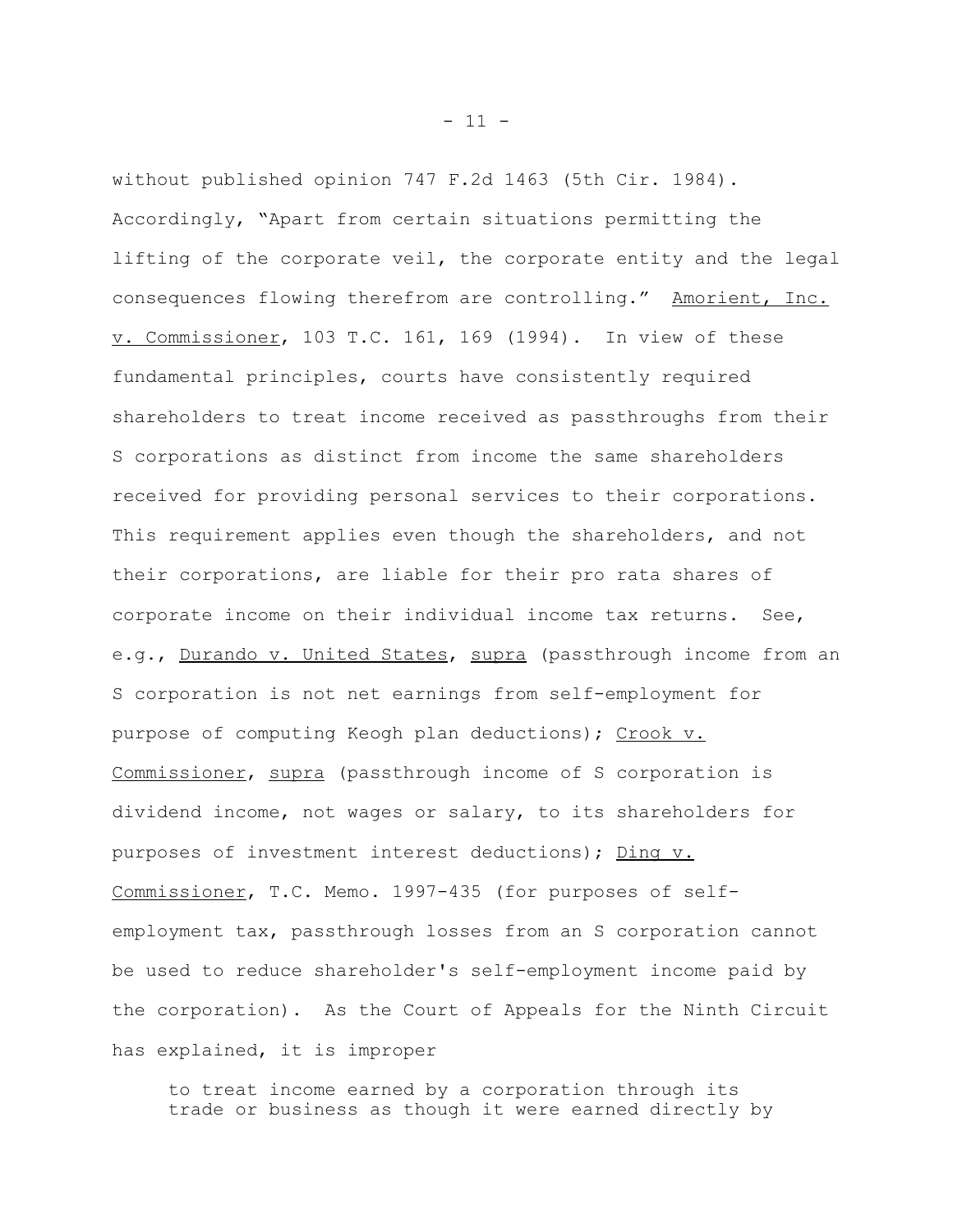without published opinion 747 F.2d 1463 (5th Cir. 1984). Accordingly, "Apart from certain situations permitting the lifting of the corporate veil, the corporate entity and the legal consequences flowing therefrom are controlling." Amorient, Inc. v. Commissioner, 103 T.C. 161, 169 (1994). In view of these fundamental principles, courts have consistently required shareholders to treat income received as passthroughs from their S corporations as distinct from income the same shareholders received for providing personal services to their corporations. This requirement applies even though the shareholders, and not their corporations, are liable for their pro rata shares of corporate income on their individual income tax returns. See, e.g., Durando v. United States, supra (passthrough income from an S corporation is not net earnings from self-employment for purpose of computing Keogh plan deductions); Crook v. Commissioner, supra (passthrough income of S corporation is dividend income, not wages or salary, to its shareholders for purposes of investment interest deductions); Ding v. Commissioner, T.C. Memo. 1997-435 (for purposes of self-employment tax, passthrough losses from an S corporation cannot be used to reduce shareholder's self-employment income paid by the corporation). As the Court of Appeals for the Ninth Circuit has explained, it is improper

> to treat income earned by a corporation through its trade or business as though it were earned directly by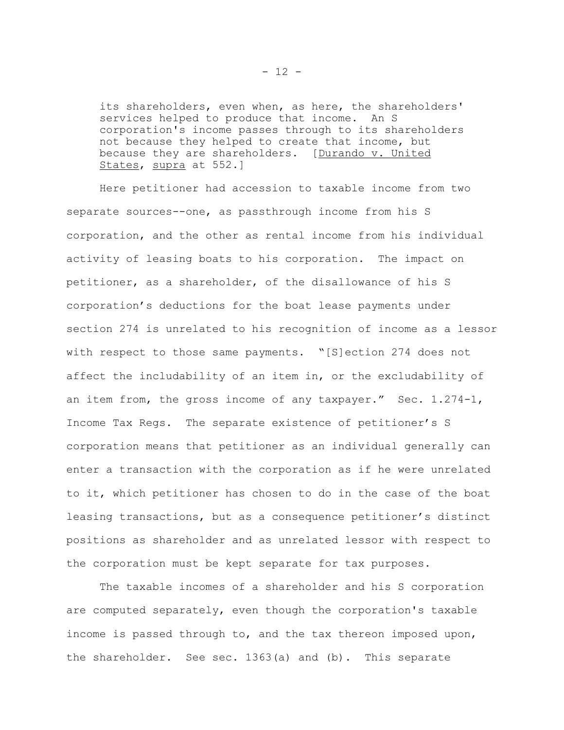> its shareholders, even when, as here, the shareholders' services helped to produce that income. An S corporation's income passes through to its shareholders not because they helped to create that income, but because they are shareholders. [Durando v. United States, supra at 552.]

Here petitioner had accession to taxable income from two separate sources--one, as passthrough income from his S corporation, and the other as rental income from his individual activity of leasing boats to his corporation. The impact on petitioner, as a shareholder, of the disallowance of his S corporation's deductions for the boat lease payments under section 274 is unrelated to his recognition of income as a lessor with respect to those same payments. "[S]ection 274 does not affect the includability of an item in, or the excludability of an item from, the gross income of any taxpayer." Sec. 1.274-1, Income Tax Regs. The separate existence of petitioner's S corporation means that petitioner as an individual generally can enter a transaction with the corporation as if he were unrelated to it, which petitioner has chosen to do in the case of the boat leasing transactions, but as a consequence petitioner's distinct positions as shareholder and as unrelated lessor with respect to the corporation must be kept separate for tax purposes.

The taxable incomes of a shareholder and his S corporation are computed separately, even though the corporation's taxable income is passed through to, and the tax thereon imposed upon, the shareholder. See sec. 1363(a) and (b). This separate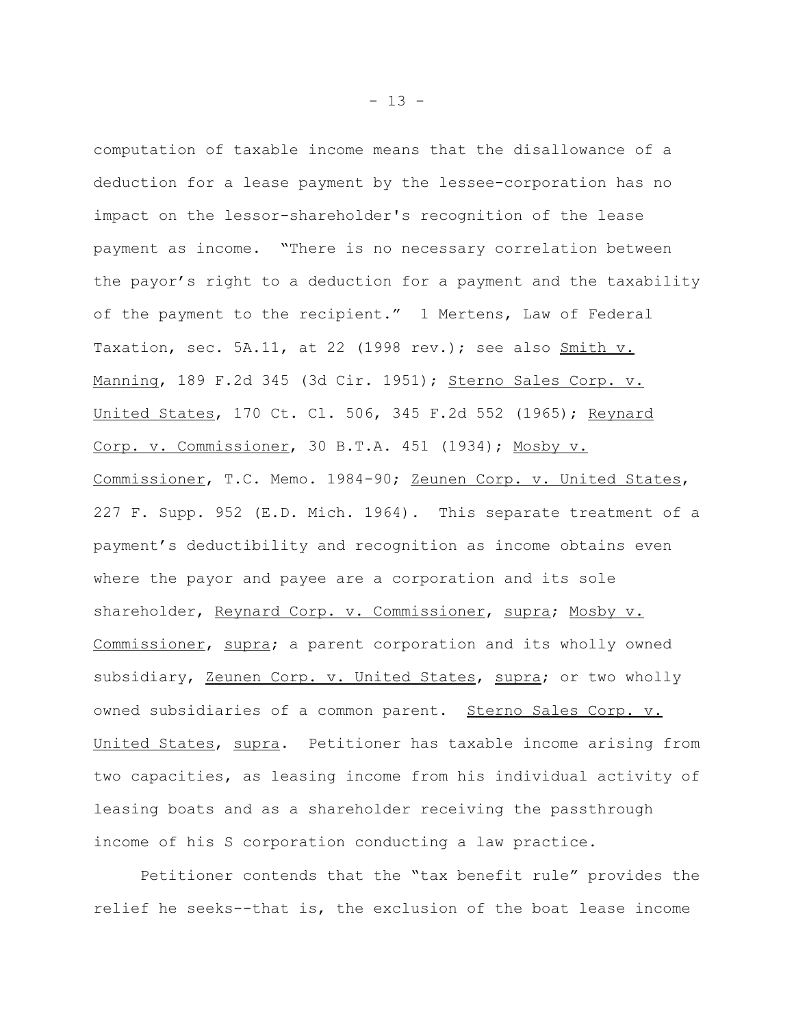computation of taxable income means that the disallowance of a deduction for a lease payment by the lessee-corporation has no impact on the lessor-shareholder's recognition of the lease payment as income. "There is no necessary correlation between the payor's right to a deduction for a payment and the taxability of the payment to the recipient." 1 Mertens, Law of Federal Taxation, sec. 5A.11, at 22 (1998 rev.); see also Smith v. Manning, 189 F.2d 345 (3d Cir. 1951); Sterno Sales Corp. v. United States, 170 Ct. Cl. 506, 345 F.2d 552 (1965); Reynard Corp. v. Commissioner, 30 B.T.A. 451 (1934); Mosby v. Commissioner, T.C. Memo. 1984-90; Zeunen Corp. v. United States, 227 F. Supp. 952 (E.D. Mich. 1964). This separate treatment of a payment's deductibility and recognition as income obtains even where the payor and payee are a corporation and its sole shareholder, Reynard Corp. v. Commissioner, supra; Mosby v. Commissioner, supra; a parent corporation and its wholly owned subsidiary, Zeunen Corp. v. United States, supra; or two wholly owned subsidiaries of a common parent. Sterno Sales Corp. v. United States, supra. Petitioner has taxable income arising from two capacities, as leasing income from his individual activity of leasing boats and as a shareholder receiving the passthrough income of his S corporation conducting a law practice.

Petitioner contends that the "tax benefit rule" provides the relief he seeks--that is, the exclusion of the boat lease income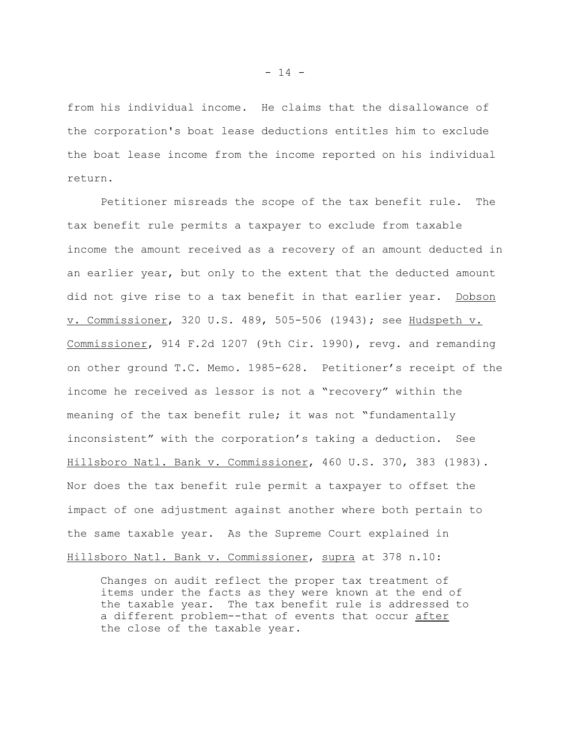from his individual income. He claims that the disallowance of the corporation's boat lease deductions entitles him to exclude the boat lease income from the income reported on his individual return.

Petitioner misreads the scope of the tax benefit rule. The tax benefit rule permits a taxpayer to exclude from taxable income the amount received as a recovery of an amount deducted in an earlier year, but only to the extent that the deducted amount did not give rise to a tax benefit in that earlier year. Dobson v. Commissioner, 320 U.S. 489, 505-506 (1943); see Hudspeth v. Commissioner, 914 F.2d 1207 (9th Cir. 1990), revg. and remanding on other ground T.C. Memo. 1985-628. Petitioner's receipt of the income he received as lessor is not a "recovery" within the meaning of the tax benefit rule; it was not "fundamentally inconsistent" with the corporation's taking a deduction. See Hillsboro Natl. Bank v. Commissioner, 460 U.S. 370, 383 (1983). Nor does the tax benefit rule permit a taxpayer to offset the impact of one adjustment against another where both pertain to the same taxable year. As the Supreme Court explained in Hillsboro Natl. Bank v. Commissioner, supra at 378 n.10:

> Changes on audit reflect the proper tax treatment of items under the facts as they were known at the end of the taxable year. The tax benefit rule is addressed to a different problem--that of events that occur after the close of the taxable year.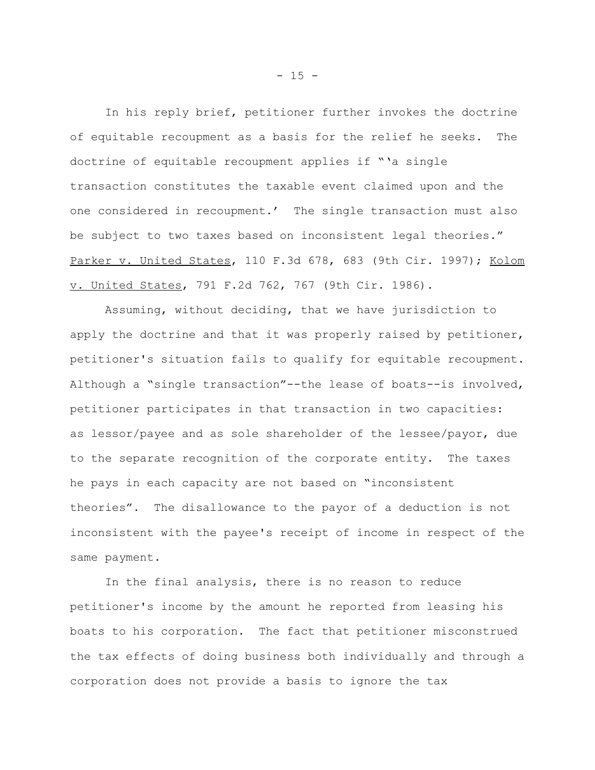In his reply brief, petitioner further invokes the doctrine of equitable recoupment as a basis for the relief he seeks. The doctrine of equitable recoupment applies if "'a single transaction constitutes the taxable event claimed upon and the one considered in recoupment.' The single transaction must also be subject to two taxes based on inconsistent legal theories." Parker v. United States, 110 F.3d 678, 683 (9th Cir. 1997); Kolom v. United States, 791 F.2d 762, 767 (9th Cir. 1986).

Assuming, without deciding, that we have jurisdiction to apply the doctrine and that it was properly raised by petitioner, petitioner's situation fails to qualify for equitable recoupment. Although a "single transaction"--the lease of boats--is involved, petitioner participates in that transaction in two capacities: as lessor/payee and as sole shareholder of the lessee/payor, due to the separate recognition of the corporate entity. The taxes he pays in each capacity are not based on "inconsistent theories". The disallowance to the payor of a deduction is not inconsistent with the payee's receipt of income in respect of the same payment.

In the final analysis, there is no reason to reduce petitioner's income by the amount he reported from leasing his boats to his corporation. The fact that petitioner misconstrued the tax effects of doing business both individually and through a corporation does not provide a basis to ignore the tax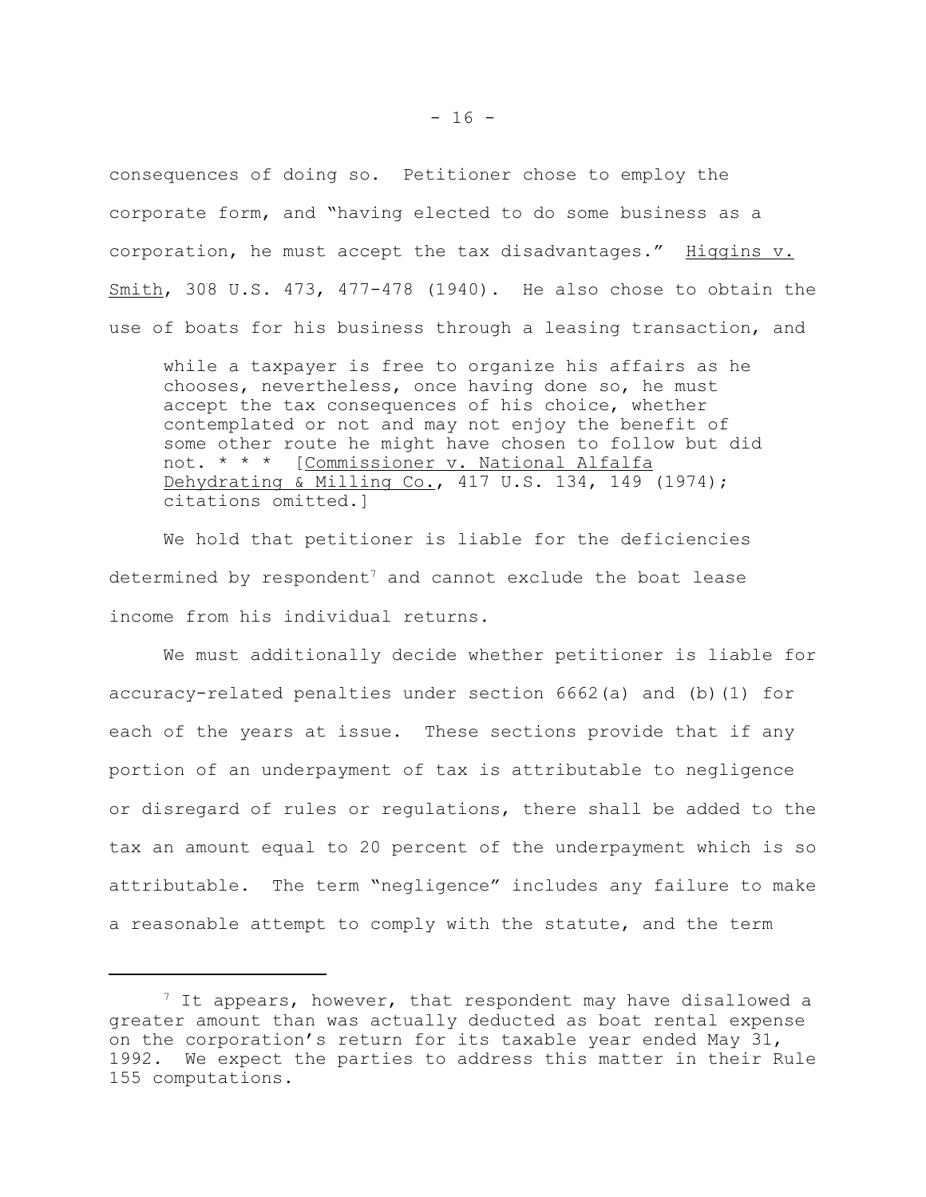consequences of doing so. Petitioner chose to employ the corporate form, and "having elected to do some business as a corporation, he must accept the tax disadvantages." Higgins v. Smith, 308 U.S. 473, 477-478 (1940). He also chose to obtain the use of boats for his business through a leasing transaction, and

> while a taxpayer is free to organize his affairs as he chooses, nevertheless, once having done so, he must accept the tax consequences of his choice, whether contemplated or not and may not enjoy the benefit of some other route he might have chosen to follow but did not. * * * [Commissioner v. National Alfalfa Dehydrating & Milling Co., 417 U.S. 134, 149 (1974); citations omitted.]

We hold that petitioner is liable for the deficiencies determined by respondent[7] and cannot exclude the boat lease income from his individual returns.

We must additionally decide whether petitioner is liable for accuracy-related penalties under section 6662(a) and (b)(1) for each of the years at issue. These sections provide that if any portion of an underpayment of tax is attributable to negligence or disregard of rules or regulations, there shall be added to the tax an amount equal to 20 percent of the underpayment which is so attributable. The term "negligence" includes any failure to make a reasonable attempt to comply with the statute, and the term

---

[7] It appears, however, that respondent may have disallowed a greater amount than was actually deducted as boat rental expense on the corporation's return for its taxable year ended May 31, 1992. We expect the parties to address this matter in their Rule 155 computations.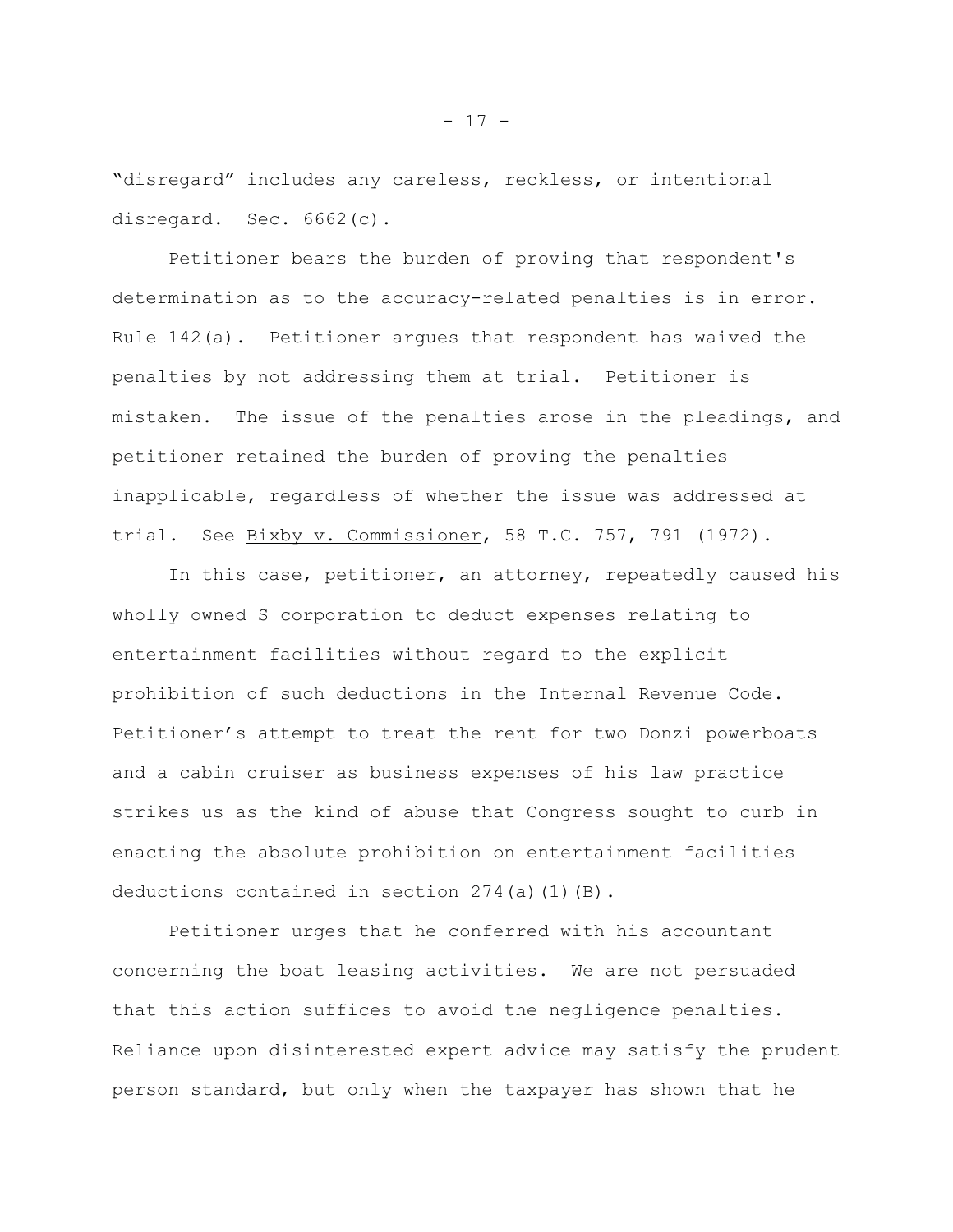"disregard" includes any careless, reckless, or intentional disregard. Sec. 6662(c).

Petitioner bears the burden of proving that respondent's determination as to the accuracy-related penalties is in error. Rule 142(a). Petitioner argues that respondent has waived the penalties by not addressing them at trial. Petitioner is mistaken. The issue of the penalties arose in the pleadings, and petitioner retained the burden of proving the penalties inapplicable, regardless of whether the issue was addressed at trial. See Bixby v. Commissioner, 58 T.C. 757, 791 (1972).

In this case, petitioner, an attorney, repeatedly caused his wholly owned S corporation to deduct expenses relating to entertainment facilities without regard to the explicit prohibition of such deductions in the Internal Revenue Code. Petitioner's attempt to treat the rent for two Donzi powerboats and a cabin cruiser as business expenses of his law practice strikes us as the kind of abuse that Congress sought to curb in enacting the absolute prohibition on entertainment facilities deductions contained in section 274(a)(1)(B).

Petitioner urges that he conferred with his accountant concerning the boat leasing activities. We are not persuaded that this action suffices to avoid the negligence penalties. Reliance upon disinterested expert advice may satisfy the prudent person standard, but only when the taxpayer has shown that he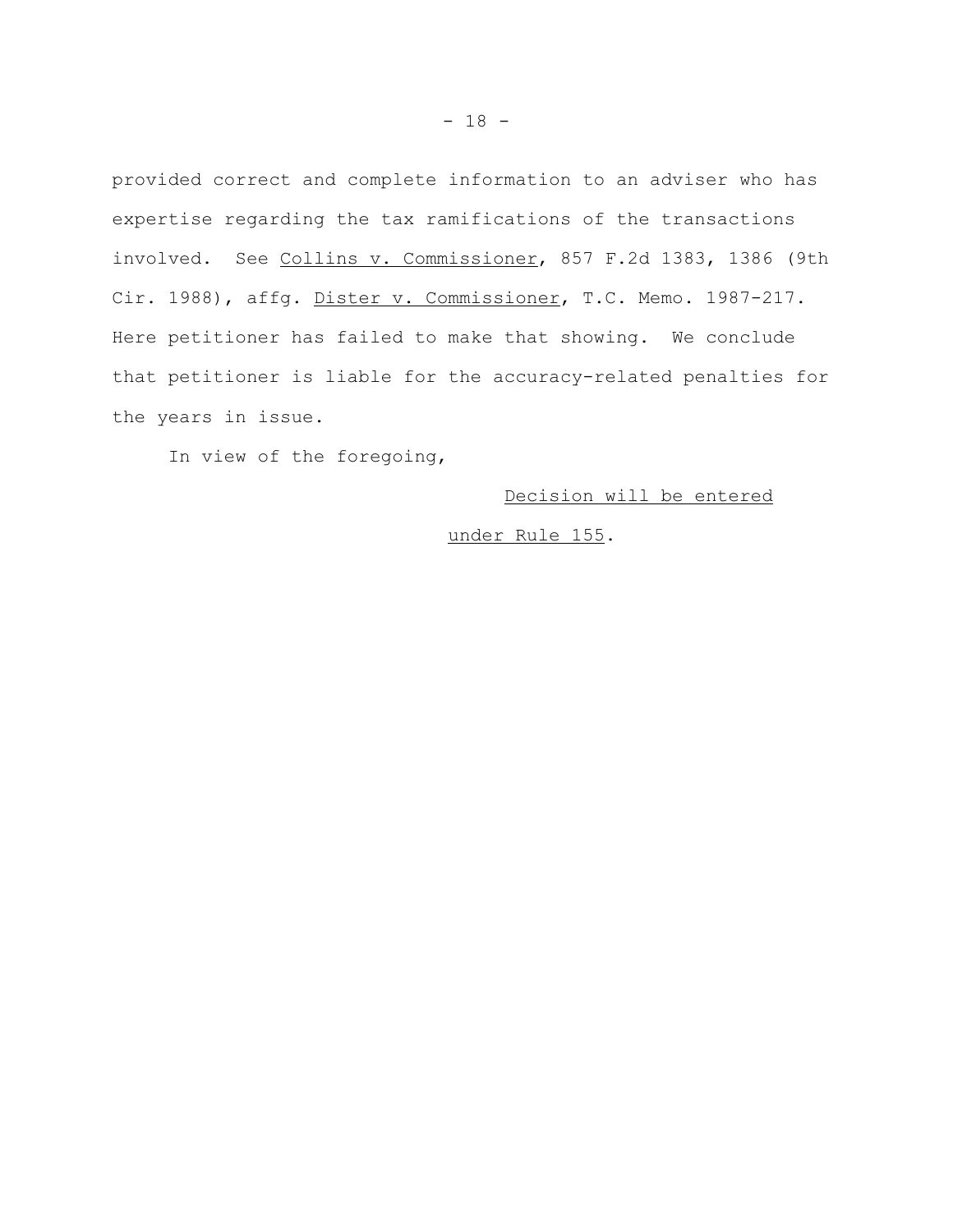provided correct and complete information to an adviser who has expertise regarding the tax ramifications of the transactions involved. See Collins v. Commissioner, 857 F.2d 1383, 1386 (9th Cir. 1988), affg. Dister v. Commissioner, T.C. Memo. 1987-217. Here petitioner has failed to make that showing. We conclude that petitioner is liable for the accuracy-related penalties for the years in issue.

In view of the foregoing,

Decision will be entered under Rule 155.